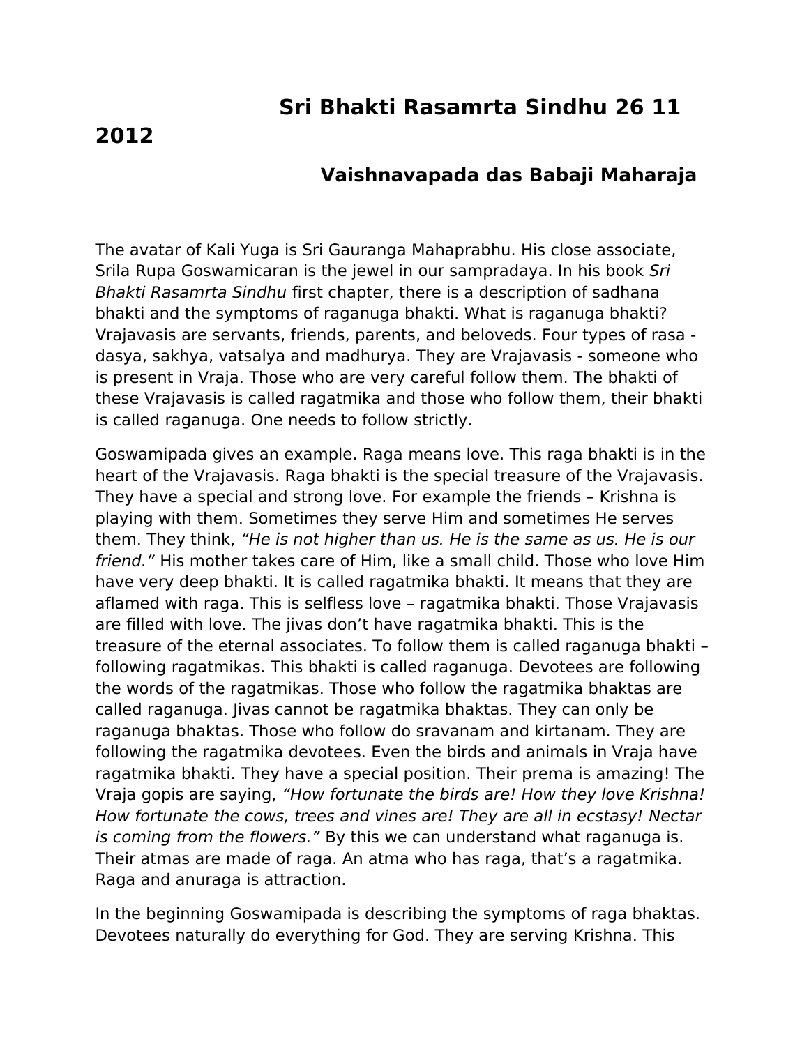# Sri Bhakti Rasamrta Sindhu 26 11 2012

## Vaishnavapada das Babaji Maharaja

The avatar of Kali Yuga is Sri Gauranga Mahaprabhu. His close associate, Srila Rupa Goswamicaran is the jewel in our sampradaya. In his book *Sri Bhakti Rasamrta Sindhu* first chapter, there is a description of sadhana bhakti and the symptoms of raganuga bhakti. What is raganuga bhakti? Vrajavasis are servants, friends, parents, and beloveds. Four types of rasa - dasya, sakhya, vatsalya and madhurya. They are Vrajavasis - someone who is present in Vraja. Those who are very careful follow them. The bhakti of these Vrajavasis is called ragatmika and those who follow them, their bhakti is called raganuga. One needs to follow strictly.

Goswamipada gives an example. Raga means love. This raga bhakti is in the heart of the Vrajavasis. Raga bhakti is the special treasure of the Vrajavasis. They have a special and strong love. For example the friends – Krishna is playing with them. Sometimes they serve Him and sometimes He serves them. They think, *"He is not higher than us. He is the same as us. He is our friend."* His mother takes care of Him, like a small child. Those who love Him have very deep bhakti. It is called ragatmika bhakti. It means that they are aflamed with raga. This is selfless love – ragatmika bhakti. Those Vrajavasis are filled with love. The jivas don't have ragatmika bhakti. This is the treasure of the eternal associates. To follow them is called raganuga bhakti – following ragatmikas. This bhakti is called raganuga. Devotees are following the words of the ragatmikas. Those who follow the ragatmika bhaktas are called raganuga. Jivas cannot be ragatmika bhaktas. They can only be raganuga bhaktas. Those who follow do sravanam and kirtanam. They are following the ragatmika devotees. Even the birds and animals in Vraja have ragatmika bhakti. They have a special position. Their prema is amazing! The Vraja gopis are saying, *"How fortunate the birds are! How they love Krishna! How fortunate the cows, trees and vines are! They are all in ecstasy! Nectar is coming from the flowers."* By this we can understand what raganuga is. Their atmas are made of raga. An atma who has raga, that's a ragatmika. Raga and anuraga is attraction.

In the beginning Goswamipada is describing the symptoms of raga bhaktas. Devotees naturally do everything for God. They are serving Krishna. This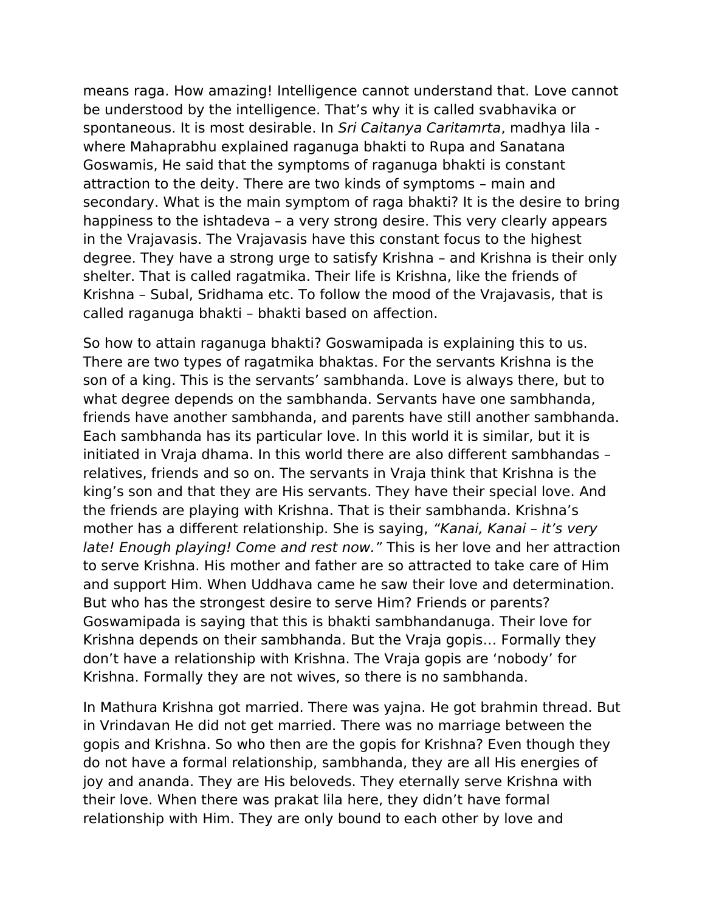means raga. How amazing! Intelligence cannot understand that. Love cannot be understood by the intelligence. That's why it is called svabhavika or spontaneous. It is most desirable. In *Sri Caitanya Caritamrta*, madhya lila - where Mahaprabhu explained raganuga bhakti to Rupa and Sanatana Goswamis, He said that the symptoms of raganuga bhakti is constant attraction to the deity. There are two kinds of symptoms – main and secondary. What is the main symptom of raga bhakti? It is the desire to bring happiness to the ishtadeva – a very strong desire. This very clearly appears in the Vrajavasis. The Vrajavasis have this constant focus to the highest degree. They have a strong urge to satisfy Krishna – and Krishna is their only shelter. That is called ragatmika. Their life is Krishna, like the friends of Krishna – Subal, Sridhama etc. To follow the mood of the Vrajavasis, that is called raganuga bhakti – bhakti based on affection.

So how to attain raganuga bhakti? Goswamipada is explaining this to us. There are two types of ragatmika bhaktas. For the servants Krishna is the son of a king. This is the servants' sambhanda. Love is always there, but to what degree depends on the sambhanda. Servants have one sambhanda, friends have another sambhanda, and parents have still another sambhanda. Each sambhanda has its particular love. In this world it is similar, but it is initiated in Vraja dhama. In this world there are also different sambhandas – relatives, friends and so on. The servants in Vraja think that Krishna is the king's son and that they are His servants. They have their special love. And the friends are playing with Krishna. That is their sambhanda. Krishna's mother has a different relationship. She is saying, *"Kanai, Kanai – it's very late! Enough playing! Come and rest now."* This is her love and her attraction to serve Krishna. His mother and father are so attracted to take care of Him and support Him. When Uddhava came he saw their love and determination. But who has the strongest desire to serve Him? Friends or parents? Goswamipada is saying that this is bhakti sambhandanuga. Their love for Krishna depends on their sambhanda. But the Vraja gopis… Formally they don't have a relationship with Krishna. The Vraja gopis are 'nobody' for Krishna. Formally they are not wives, so there is no sambhanda.

In Mathura Krishna got married. There was yajna. He got brahmin thread. But in Vrindavan He did not get married. There was no marriage between the gopis and Krishna. So who then are the gopis for Krishna? Even though they do not have a formal relationship, sambhanda, they are all His energies of joy and ananda. They are His beloveds. They eternally serve Krishna with their love. When there was prakat lila here, they didn't have formal relationship with Him. They are only bound to each other by love and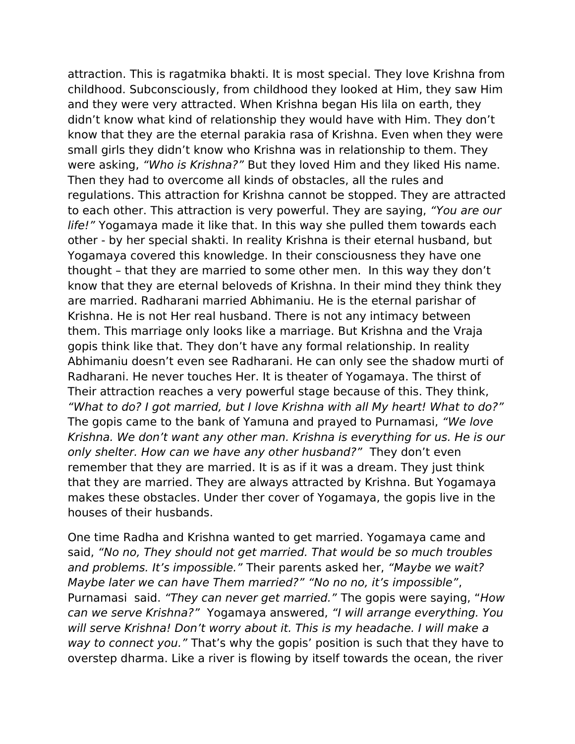attraction. This is ragatmika bhakti. It is most special. They love Krishna from childhood. Subconsciously, from childhood they looked at Him, they saw Him and they were very attracted. When Krishna began His lila on earth, they didn't know what kind of relationship they would have with Him. They don't know that they are the eternal parakia rasa of Krishna. Even when they were small girls they didn't know who Krishna was in relationship to them. They were asking, *"Who is Krishna?"* But they loved Him and they liked His name. Then they had to overcome all kinds of obstacles, all the rules and regulations. This attraction for Krishna cannot be stopped. They are attracted to each other. This attraction is very powerful. They are saying, *"You are our life!"* Yogamaya made it like that. In this way she pulled them towards each other - by her special shakti. In reality Krishna is their eternal husband, but Yogamaya covered this knowledge. In their consciousness they have one thought – that they are married to some other men. In this way they don't know that they are eternal beloveds of Krishna. In their mind they think they are married. Radharani married Abhimaniu. He is the eternal parishar of Krishna. He is not Her real husband. There is not any intimacy between them. This marriage only looks like a marriage. But Krishna and the Vraja gopis think like that. They don't have any formal relationship. In reality Abhimaniu doesn't even see Radharani. He can only see the shadow murti of Radharani. He never touches Her. It is theater of Yogamaya. The thirst of Their attraction reaches a very powerful stage because of this. They think, *"What to do? I got married, but I love Krishna with all My heart! What to do?"* The gopis came to the bank of Yamuna and prayed to Purnamasi, *"We love Krishna. We don't want any other man. Krishna is everything for us. He is our only shelter. How can we have any other husband?"* They don't even remember that they are married. It is as if it was a dream. They just think that they are married. They are always attracted by Krishna. But Yogamaya makes these obstacles. Under ther cover of Yogamaya, the gopis live in the houses of their husbands.

One time Radha and Krishna wanted to get married. Yogamaya came and said, *"No no, They should not get married. That would be so much troubles and problems. It's impossible."* Their parents asked her, *"Maybe we wait? Maybe later we can have Them married?" "No no no, it's impossible"*, Purnamasi said. *"They can never get married."* The gopis were saying, "*How can we serve Krishna?"* Yogamaya answered, *"I will arrange everything. You will serve Krishna! Don't worry about it. This is my headache. I will make a way to connect you."* That's why the gopis' position is such that they have to overstep dharma. Like a river is flowing by itself towards the ocean, the river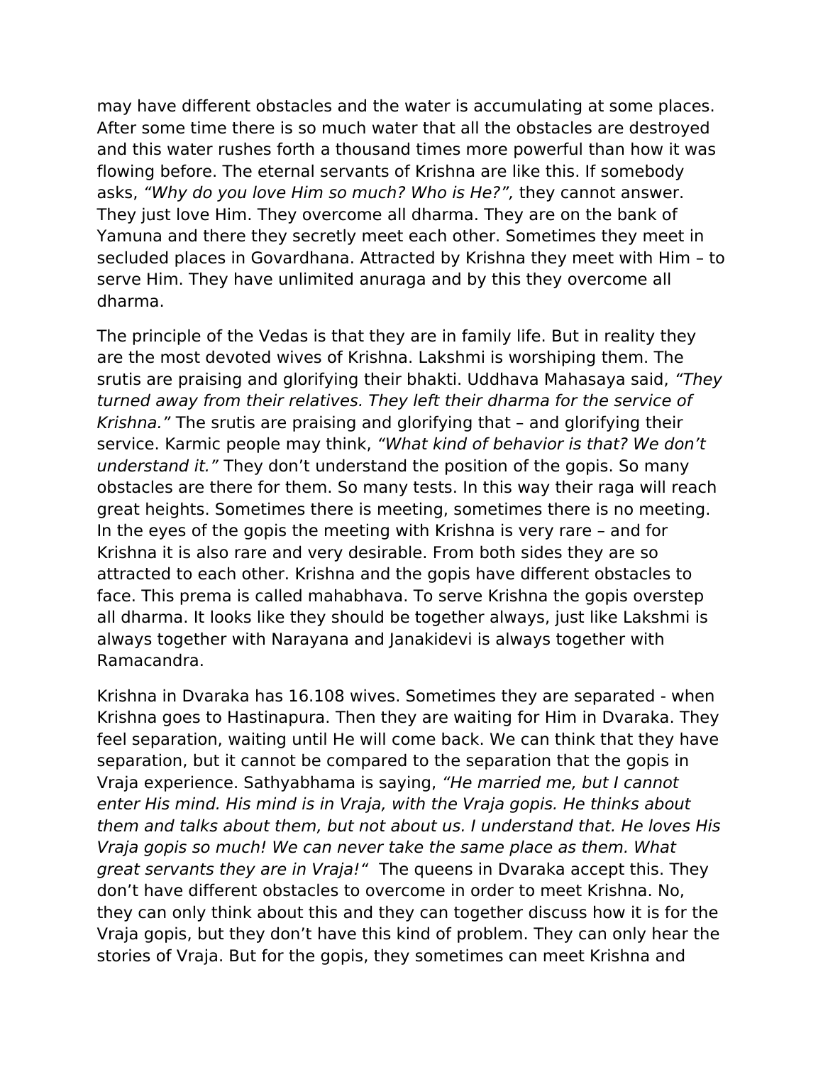may have different obstacles and the water is accumulating at some places. After some time there is so much water that all the obstacles are destroyed and this water rushes forth a thousand times more powerful than how it was flowing before. The eternal servants of Krishna are like this. If somebody asks, *"Why do you love Him so much? Who is He?",* they cannot answer. They just love Him. They overcome all dharma. They are on the bank of Yamuna and there they secretly meet each other. Sometimes they meet in secluded places in Govardhana. Attracted by Krishna they meet with Him – to serve Him. They have unlimited anuraga and by this they overcome all dharma.

The principle of the Vedas is that they are in family life. But in reality they are the most devoted wives of Krishna. Lakshmi is worshiping them. The srutis are praising and glorifying their bhakti. Uddhava Mahasaya said, *"They turned away from their relatives. They left their dharma for the service of Krishna."* The srutis are praising and glorifying that – and glorifying their service. Karmic people may think, *"What kind of behavior is that? We don't understand it."* They don't understand the position of the gopis. So many obstacles are there for them. So many tests. In this way their raga will reach great heights. Sometimes there is meeting, sometimes there is no meeting. In the eyes of the gopis the meeting with Krishna is very rare – and for Krishna it is also rare and very desirable. From both sides they are so attracted to each other. Krishna and the gopis have different obstacles to face. This prema is called mahabhava. To serve Krishna the gopis overstep all dharma. It looks like they should be together always, just like Lakshmi is always together with Narayana and Janakidevi is always together with Ramacandra.

Krishna in Dvaraka has 16.108 wives. Sometimes they are separated - when Krishna goes to Hastinapura. Then they are waiting for Him in Dvaraka. They feel separation, waiting until He will come back. We can think that they have separation, but it cannot be compared to the separation that the gopis in Vraja experience. Sathyabhama is saying, *"He married me, but I cannot enter His mind. His mind is in Vraja, with the Vraja gopis. He thinks about them and talks about them, but not about us. I understand that. He loves His Vraja gopis so much! We can never take the same place as them. What great servants they are in Vraja!"* The queens in Dvaraka accept this. They don't have different obstacles to overcome in order to meet Krishna. No, they can only think about this and they can together discuss how it is for the Vraja gopis, but they don't have this kind of problem. They can only hear the stories of Vraja. But for the gopis, they sometimes can meet Krishna and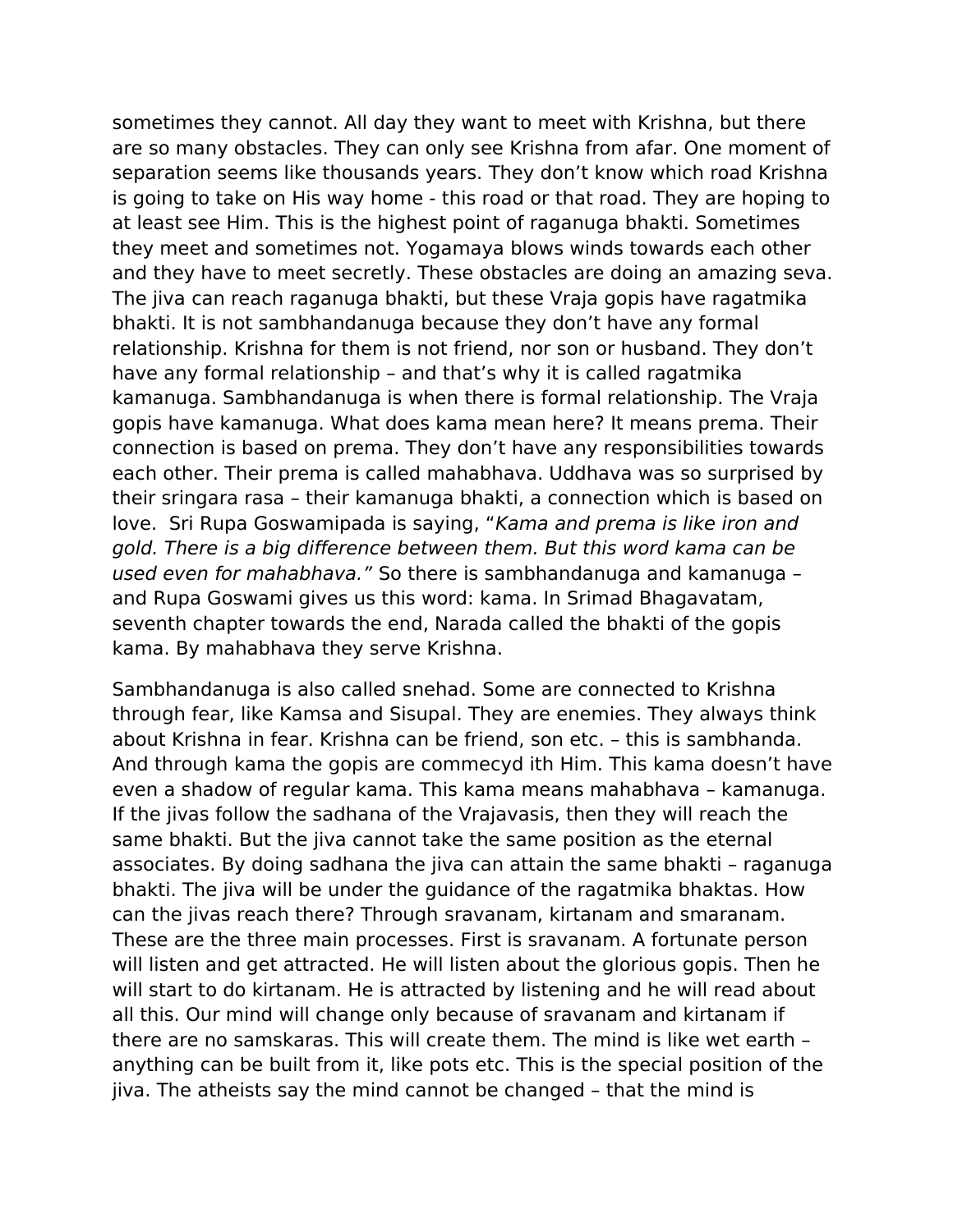sometimes they cannot. All day they want to meet with Krishna, but there are so many obstacles. They can only see Krishna from afar. One moment of separation seems like thousands years. They don't know which road Krishna is going to take on His way home - this road or that road. They are hoping to at least see Him. This is the highest point of raganuga bhakti. Sometimes they meet and sometimes not. Yogamaya blows winds towards each other and they have to meet secretly. These obstacles are doing an amazing seva. The jiva can reach raganuga bhakti, but these Vraja gopis have ragatmika bhakti. It is not sambhandanuga because they don't have any formal relationship. Krishna for them is not friend, nor son or husband. They don't have any formal relationship – and that's why it is called ragatmika kamanuga. Sambhandanuga is when there is formal relationship. The Vraja gopis have kamanuga. What does kama mean here? It means prema. Their connection is based on prema. They don't have any responsibilities towards each other. Their prema is called mahabhava. Uddhava was so surprised by their sringara rasa – their kamanuga bhakti, a connection which is based on love.  Sri Rupa Goswamipada is saying, "*Kama and prema is like iron and gold. There is a big difference between them. But this word kama can be used even for mahabhava."* So there is sambhandanuga and kamanuga – and Rupa Goswami gives us this word: kama. In Srimad Bhagavatam, seventh chapter towards the end, Narada called the bhakti of the gopis kama. By mahabhava they serve Krishna.

Sambhandanuga is also called snehad. Some are connected to Krishna through fear, like Kamsa and Sisupal. They are enemies. They always think about Krishna in fear. Krishna can be friend, son etc. – this is sambhanda. And through kama the gopis are commecyd ith Him. This kama doesn't have even a shadow of regular kama. This kama means mahabhava – kamanuga. If the jivas follow the sadhana of the Vrajavasis, then they will reach the same bhakti. But the jiva cannot take the same position as the eternal associates. By doing sadhana the jiva can attain the same bhakti – raganuga bhakti. The jiva will be under the guidance of the ragatmika bhaktas. How can the jivas reach there? Through sravanam, kirtanam and smaranam. These are the three main processes. First is sravanam. A fortunate person will listen and get attracted. He will listen about the glorious gopis. Then he will start to do kirtanam. He is attracted by listening and he will read about all this. Our mind will change only because of sravanam and kirtanam if there are no samskaras. This will create them. The mind is like wet earth – anything can be built from it, like pots etc. This is the special position of the jiva. The atheists say the mind cannot be changed – that the mind is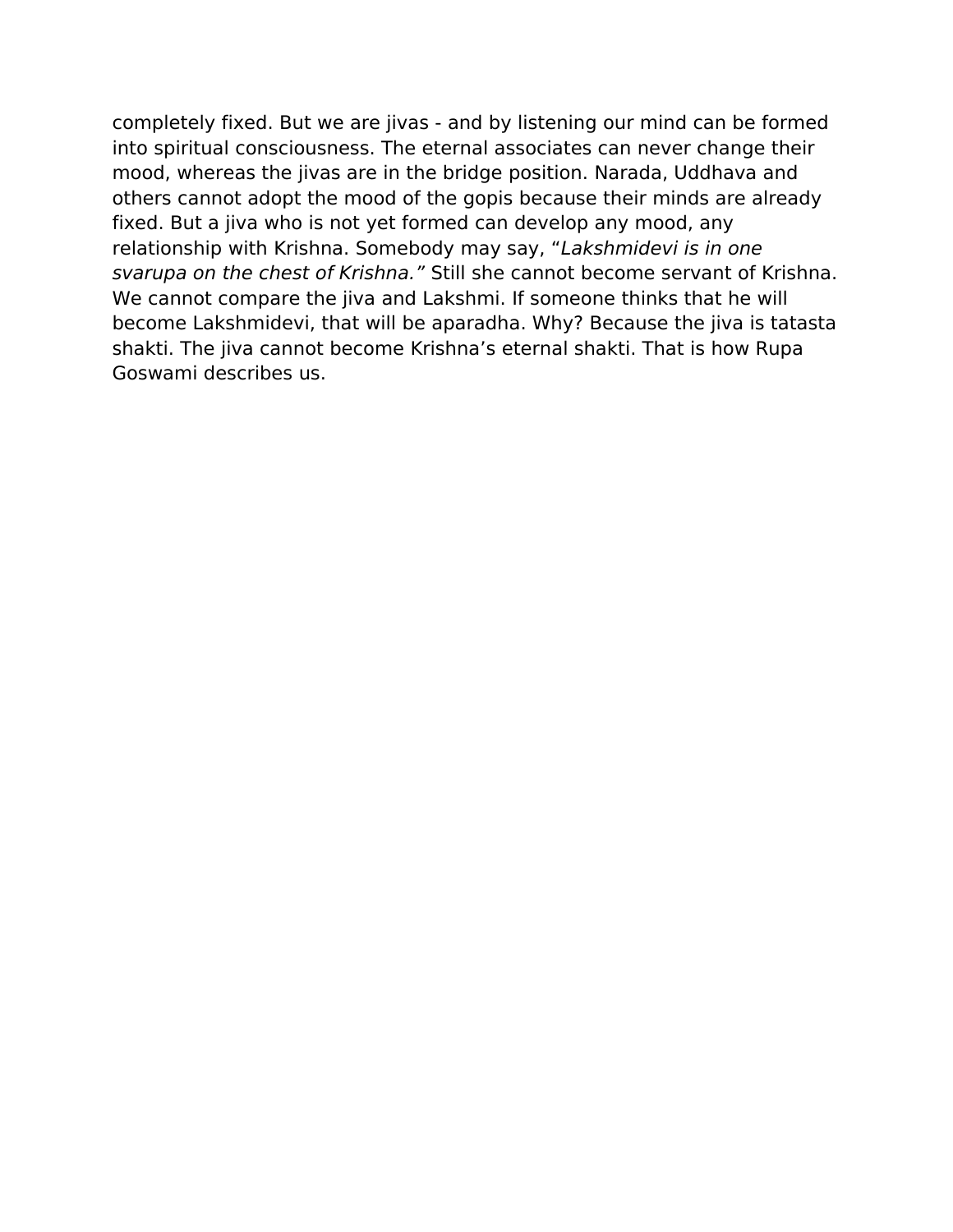completely fixed. But we are jivas - and by listening our mind can be formed into spiritual consciousness. The eternal associates can never change their mood, whereas the jivas are in the bridge position. Narada, Uddhava and others cannot adopt the mood of the gopis because their minds are already fixed. But a jiva who is not yet formed can develop any mood, any relationship with Krishna. Somebody may say, "*Lakshmidevi is in one svarupa on the chest of Krishna.*" Still she cannot become servant of Krishna. We cannot compare the jiva and Lakshmi. If someone thinks that he will become Lakshmidevi, that will be aparadha. Why? Because the jiva is tatasta shakti. The jiva cannot become Krishna's eternal shakti. That is how Rupa Goswami describes us.